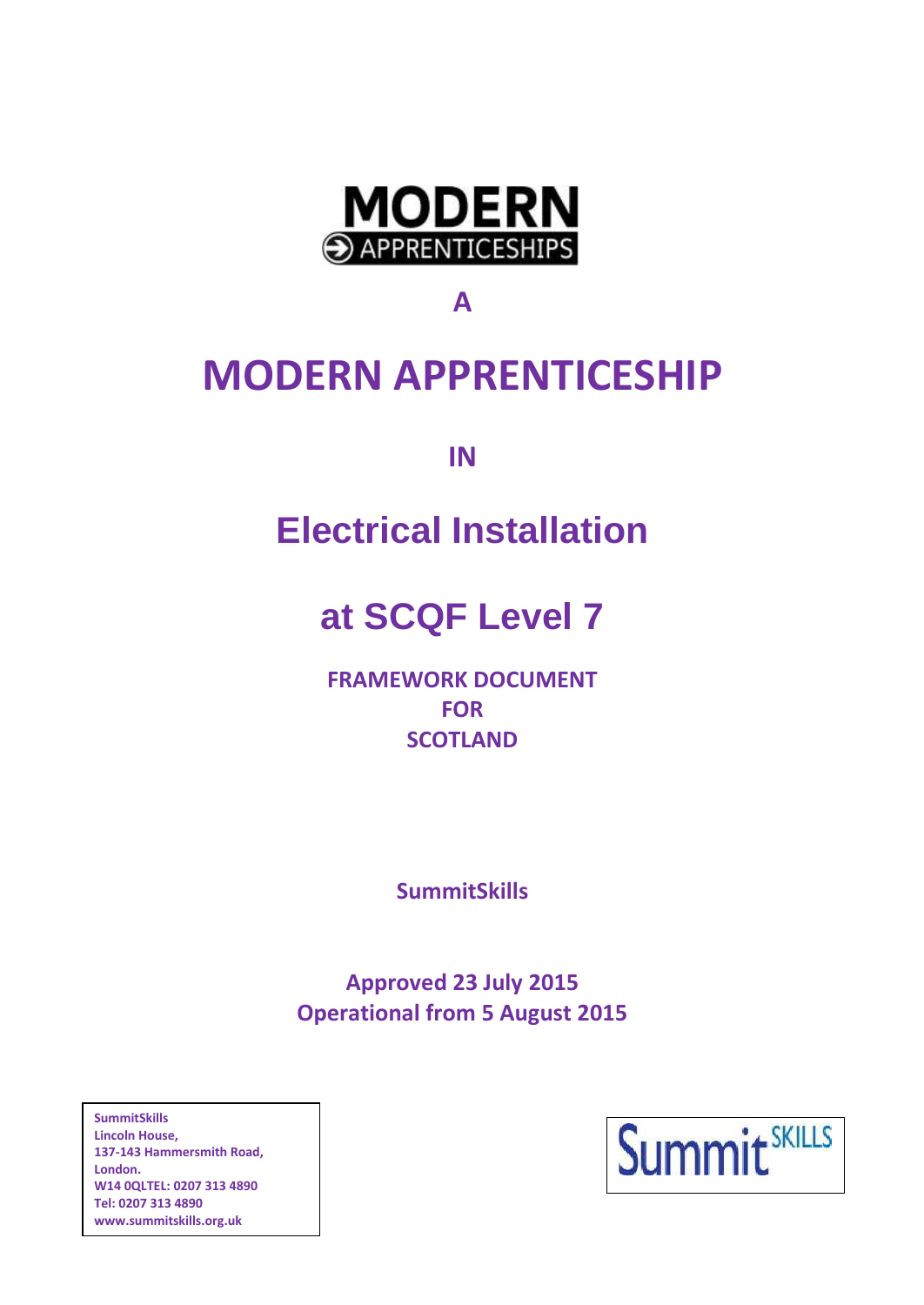MODERN
APPRENTICESHIPS

A

# MODERN APPRENTICESHIP

IN

# Electrical Installation

# at SCQF Level 7

**FRAMEWORK DOCUMENT FOR SCOTLAND**

**SummitSkills**

**Approved 23 July 2015**
**Operational from 5 August 2015**

**SummitSkills**
**Lincoln House,**
**137-143 Hammersmith Road,**
**London.**
**W14 0QLTEL: 0207 313 4890**
**Tel: 0207 313 4890**
**www.summitskills.org.uk**

Summit SKILLS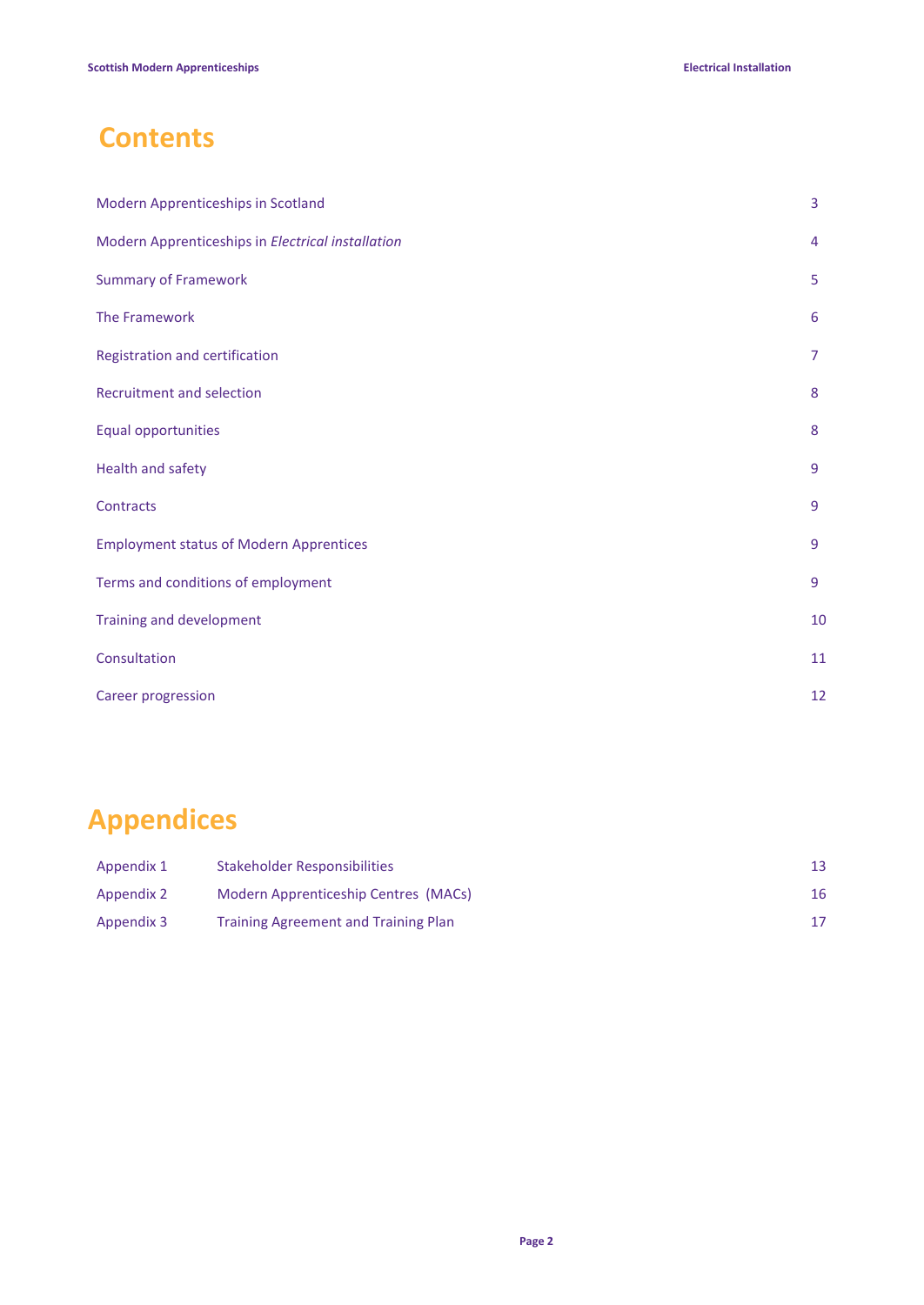# Contents

| | |
|---|---|
| Modern Apprenticeships in Scotland | 3 |
| Modern Apprenticeships in *Electrical installation* | 4 |
| Summary of Framework | 5 |
| The Framework | 6 |
| Registration and certification | 7 |
| Recruitment and selection | 8 |
| Equal opportunities | 8 |
| Health and safety | 9 |
| Contracts | 9 |
| Employment status of Modern Apprentices | 9 |
| Terms and conditions of employment | 9 |
| Training and development | 10 |
| Consultation | 11 |
| Career progression | 12 |

# Appendices

| | | |
|---|---|---|
| Appendix 1 | Stakeholder Responsibilities | 13 |
| Appendix 2 | Modern Apprenticeship Centres (MACs) | 16 |
| Appendix 3 | Training Agreement and Training Plan | 17 |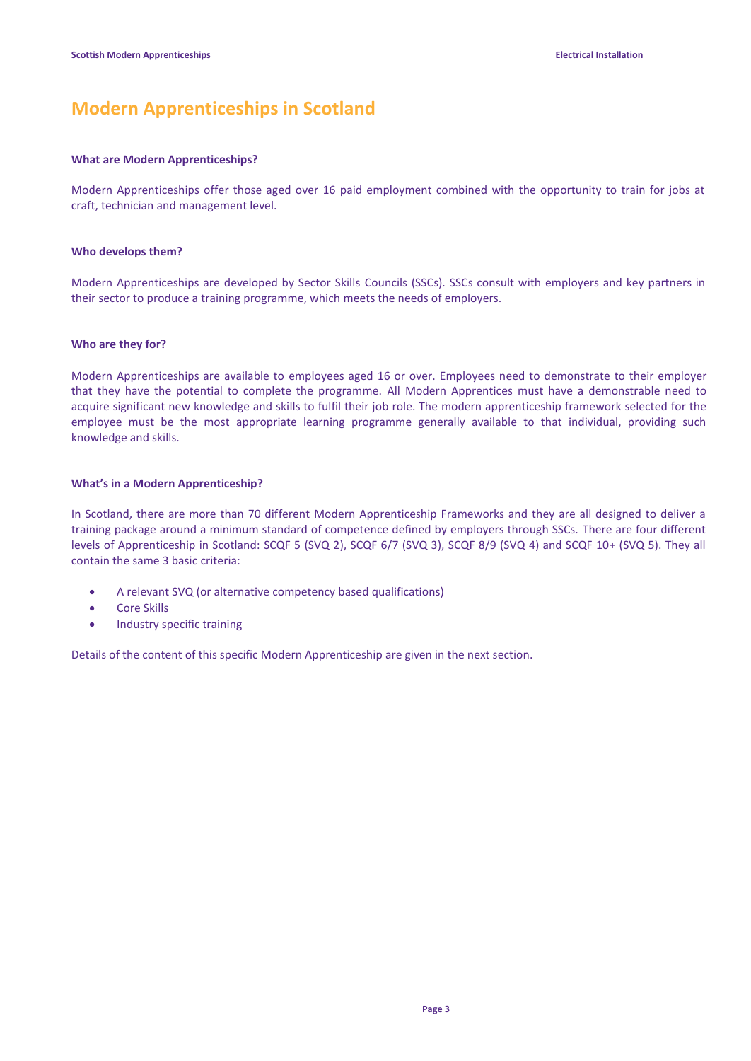# Modern Apprenticeships in Scotland

### What are Modern Apprenticeships?

Modern Apprenticeships offer those aged over 16 paid employment combined with the opportunity to train for jobs at craft, technician and management level.

### Who develops them?

Modern Apprenticeships are developed by Sector Skills Councils (SSCs). SSCs consult with employers and key partners in their sector to produce a training programme, which meets the needs of employers.

### Who are they for?

Modern Apprenticeships are available to employees aged 16 or over. Employees need to demonstrate to their employer that they have the potential to complete the programme. All Modern Apprentices must have a demonstrable need to acquire significant new knowledge and skills to fulfil their job role. The modern apprenticeship framework selected for the employee must be the most appropriate learning programme generally available to that individual, providing such knowledge and skills.

### What's in a Modern Apprenticeship?

In Scotland, there are more than 70 different Modern Apprenticeship Frameworks and they are all designed to deliver a training package around a minimum standard of competence defined by employers through SSCs. There are four different levels of Apprenticeship in Scotland: SCQF 5 (SVQ 2), SCQF 6/7 (SVQ 3), SCQF 8/9 (SVQ 4) and SCQF 10+ (SVQ 5). They all contain the same 3 basic criteria:

- A relevant SVQ (or alternative competency based qualifications)
- Core Skills
- Industry specific training

Details of the content of this specific Modern Apprenticeship are given in the next section.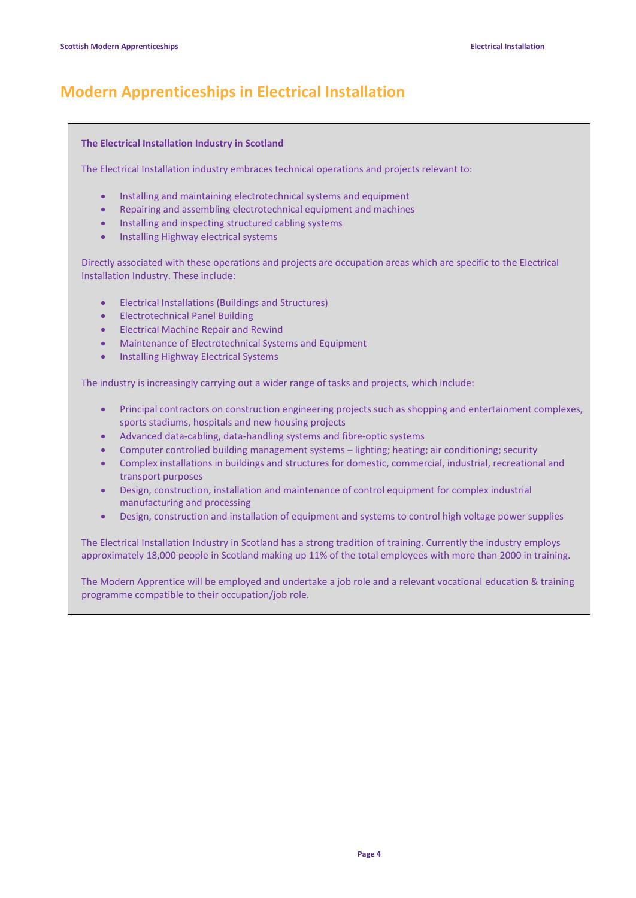# Modern Apprenticeships in Electrical Installation

**The Electrical Installation Industry in Scotland**

The Electrical Installation industry embraces technical operations and projects relevant to:

- Installing and maintaining electrotechnical systems and equipment
- Repairing and assembling electrotechnical equipment and machines
- Installing and inspecting structured cabling systems
- Installing Highway electrical systems

Directly associated with these operations and projects are occupation areas which are specific to the Electrical Installation Industry. These include:

- Electrical Installations (Buildings and Structures)
- Electrotechnical Panel Building
- Electrical Machine Repair and Rewind
- Maintenance of Electrotechnical Systems and Equipment
- Installing Highway Electrical Systems

The industry is increasingly carrying out a wider range of tasks and projects, which include:

- Principal contractors on construction engineering projects such as shopping and entertainment complexes, sports stadiums, hospitals and new housing projects
- Advanced data-cabling, data-handling systems and fibre-optic systems
- Computer controlled building management systems – lighting; heating; air conditioning; security
- Complex installations in buildings and structures for domestic, commercial, industrial, recreational and transport purposes
- Design, construction, installation and maintenance of control equipment for complex industrial manufacturing and processing
- Design, construction and installation of equipment and systems to control high voltage power supplies

The Electrical Installation Industry in Scotland has a strong tradition of training. Currently the industry employs approximately 18,000 people in Scotland making up 11% of the total employees with more than 2000 in training.

The Modern Apprentice will be employed and undertake a job role and a relevant vocational education & training programme compatible to their occupation/job role.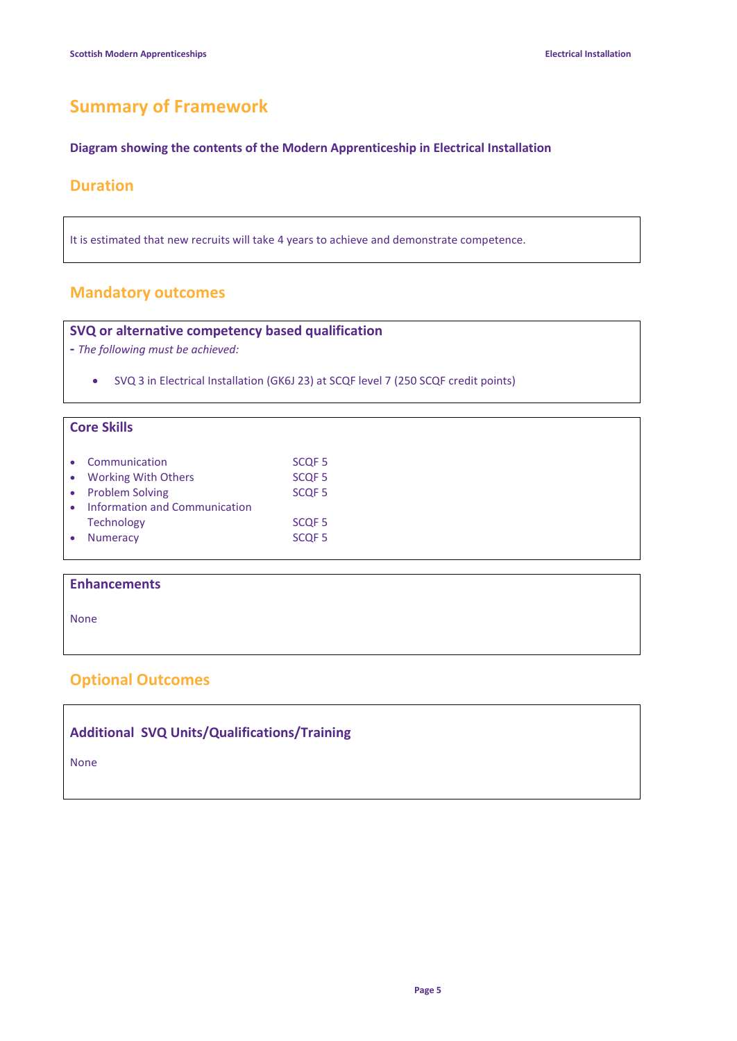# Summary of Framework

**Diagram showing the contents of the Modern Apprenticeship in Electrical Installation**

## Duration

It is estimated that new recruits will take 4 years to achieve and demonstrate competence.

## Mandatory outcomes

### SVQ or alternative competency based qualification

**-** *The following must be achieved:*

- SVQ 3 in Electrical Installation (GK6J 23) at SCQF level 7 (250 SCQF credit points)

### Core Skills

| | |
|---|---|
| • Communication | SCQF 5 |
| • Working With Others | SCQF 5 |
| • Problem Solving | SCQF 5 |
| • Information and Communication Technology | SCQF 5 |
| • Numeracy | SCQF 5 |

### Enhancements

None

## Optional Outcomes

### Additional SVQ Units/Qualifications/Training

None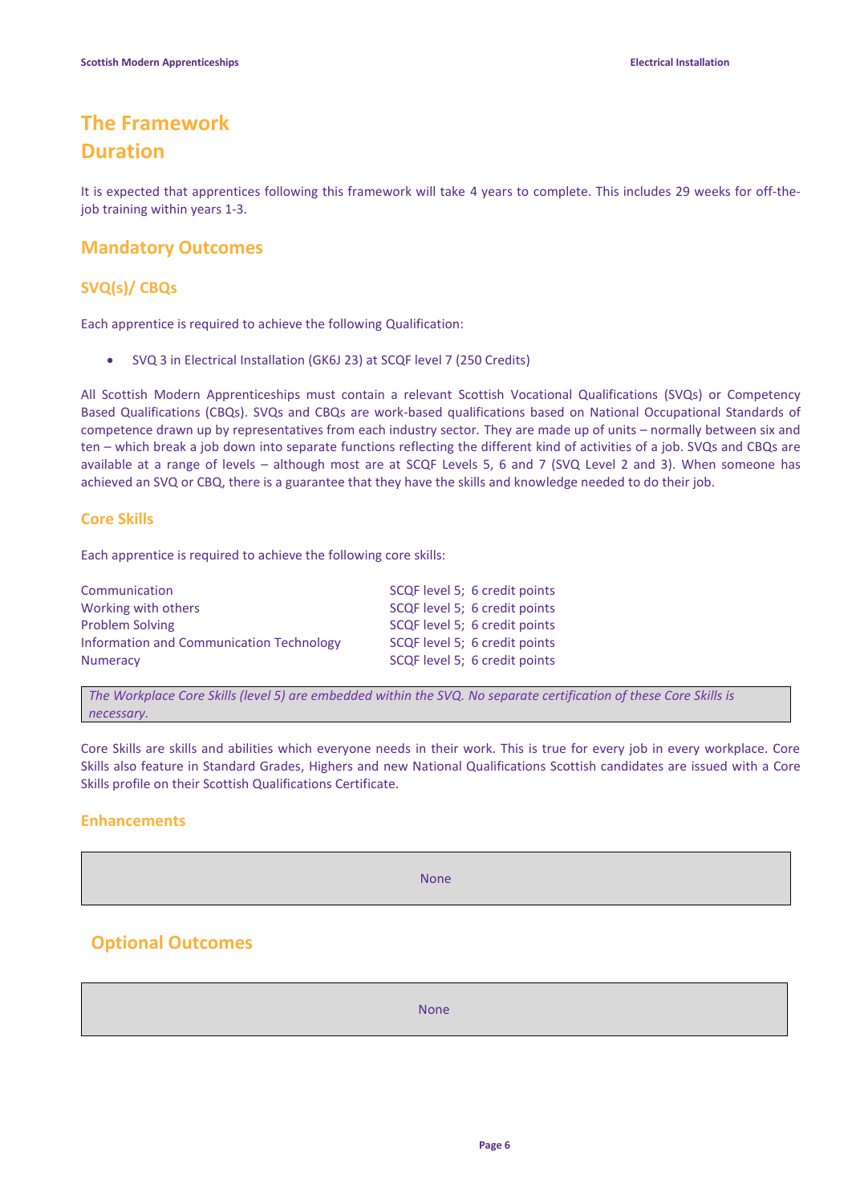# The Framework

## Duration

It is expected that apprentices following this framework will take 4 years to complete. This includes 29 weeks for off-the-job training within years 1-3.

## Mandatory Outcomes

### SVQ(s)/ CBQs

Each apprentice is required to achieve the following Qualification:

- SVQ 3 in Electrical Installation (GK6J 23) at SCQF level 7 (250 Credits)

All Scottish Modern Apprenticeships must contain a relevant Scottish Vocational Qualifications (SVQs) or Competency Based Qualifications (CBQs). SVQs and CBQs are work-based qualifications based on National Occupational Standards of competence drawn up by representatives from each industry sector. They are made up of units – normally between six and ten – which break a job down into separate functions reflecting the different kind of activities of a job. SVQs and CBQs are available at a range of levels – although most are at SCQF Levels 5, 6 and 7 (SVQ Level 2 and 3). When someone has achieved an SVQ or CBQ, there is a guarantee that they have the skills and knowledge needed to do their job.

### Core Skills

Each apprentice is required to achieve the following core skills:

| | |
|---|---|
| Communication | SCQF level 5; 6 credit points |
| Working with others | SCQF level 5; 6 credit points |
| Problem Solving | SCQF level 5; 6 credit points |
| Information and Communication Technology | SCQF level 5; 6 credit points |
| Numeracy | SCQF level 5; 6 credit points |

*The Workplace Core Skills (level 5) are embedded within the SVQ. No separate certification of these Core Skills is necessary.*

Core Skills are skills and abilities which everyone needs in their work. This is true for every job in every workplace. Core Skills also feature in Standard Grades, Highers and new National Qualifications Scottish candidates are issued with a Core Skills profile on their Scottish Qualifications Certificate.

### Enhancements

None

## Optional Outcomes

None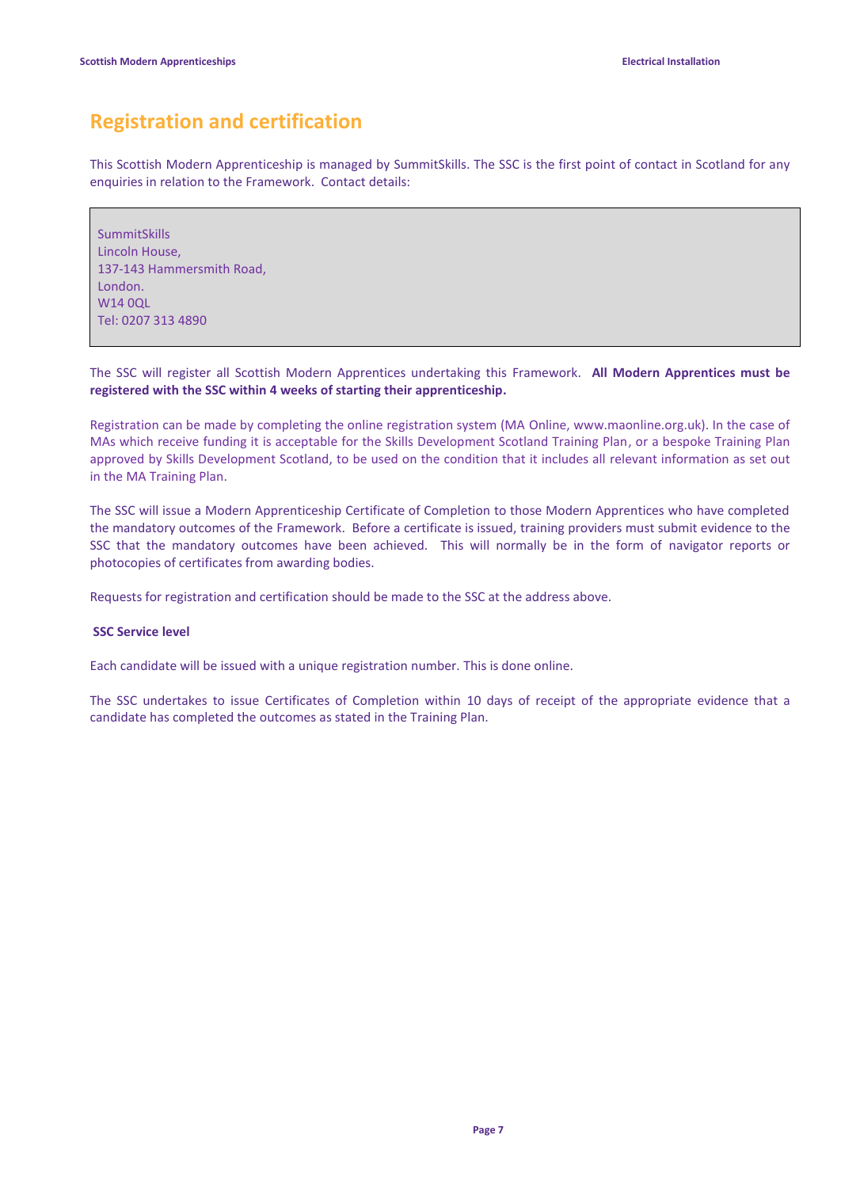## Registration and certification

This Scottish Modern Apprenticeship is managed by SummitSkills. The SSC is the first point of contact in Scotland for any enquiries in relation to the Framework. Contact details:

SummitSkills
Lincoln House,
137-143 Hammersmith Road,
London.
W14 0QL
Tel: 0207 313 4890

The SSC will register all Scottish Modern Apprentices undertaking this Framework. **All Modern Apprentices must be registered with the SSC within 4 weeks of starting their apprenticeship.**

Registration can be made by completing the online registration system (MA Online, www.maonline.org.uk). In the case of MAs which receive funding it is acceptable for the Skills Development Scotland Training Plan, or a bespoke Training Plan approved by Skills Development Scotland, to be used on the condition that it includes all relevant information as set out in the MA Training Plan.

The SSC will issue a Modern Apprenticeship Certificate of Completion to those Modern Apprentices who have completed the mandatory outcomes of the Framework. Before a certificate is issued, training providers must submit evidence to the SSC that the mandatory outcomes have been achieved. This will normally be in the form of navigator reports or photocopies of certificates from awarding bodies.

Requests for registration and certification should be made to the SSC at the address above.

**SSC Service level**

Each candidate will be issued with a unique registration number. This is done online.

The SSC undertakes to issue Certificates of Completion within 10 days of receipt of the appropriate evidence that a candidate has completed the outcomes as stated in the Training Plan.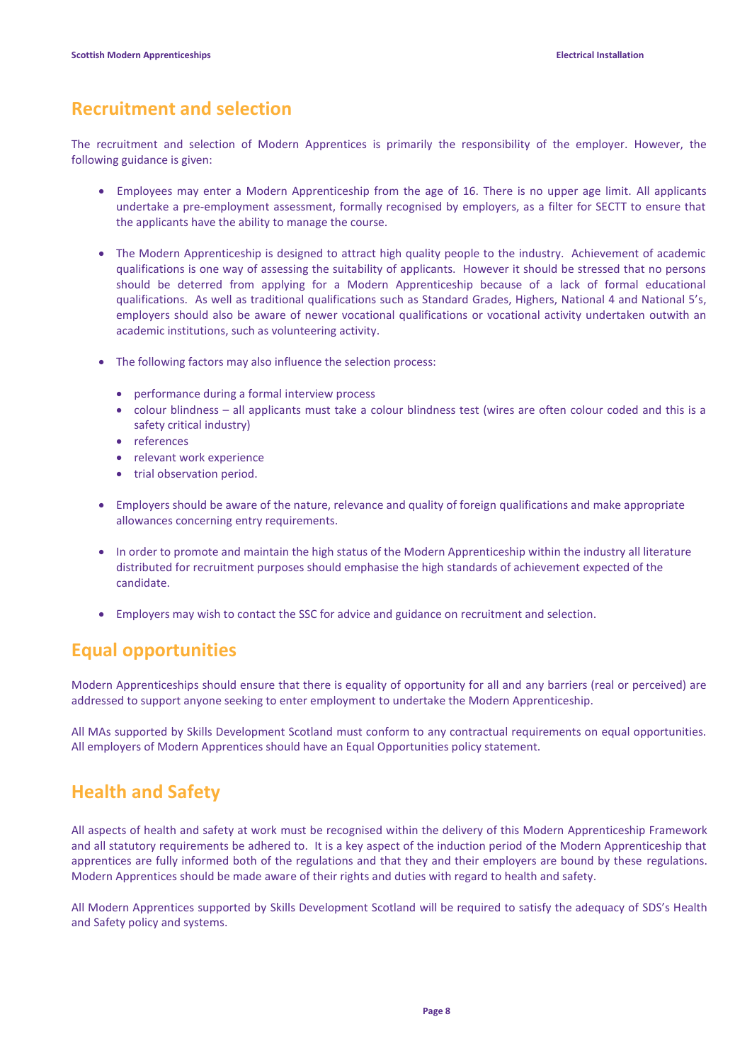## Recruitment and selection

The recruitment and selection of Modern Apprentices is primarily the responsibility of the employer. However, the following guidance is given:

- Employees may enter a Modern Apprenticeship from the age of 16. There is no upper age limit. All applicants undertake a pre-employment assessment, formally recognised by employers, as a filter for SECTT to ensure that the applicants have the ability to manage the course.

- The Modern Apprenticeship is designed to attract high quality people to the industry. Achievement of academic qualifications is one way of assessing the suitability of applicants. However it should be stressed that no persons should be deterred from applying for a Modern Apprenticeship because of a lack of formal educational qualifications. As well as traditional qualifications such as Standard Grades, Highers, National 4 and National 5's, employers should also be aware of newer vocational qualifications or vocational activity undertaken outwith an academic institutions, such as volunteering activity.

- The following factors may also influence the selection process:

  - performance during a formal interview process
  - colour blindness – all applicants must take a colour blindness test (wires are often colour coded and this is a safety critical industry)
  - references
  - relevant work experience
  - trial observation period.

- Employers should be aware of the nature, relevance and quality of foreign qualifications and make appropriate allowances concerning entry requirements.

- In order to promote and maintain the high status of the Modern Apprenticeship within the industry all literature distributed for recruitment purposes should emphasise the high standards of achievement expected of the candidate.

- Employers may wish to contact the SSC for advice and guidance on recruitment and selection.

## Equal opportunities

Modern Apprenticeships should ensure that there is equality of opportunity for all and any barriers (real or perceived) are addressed to support anyone seeking to enter employment to undertake the Modern Apprenticeship.

All MAs supported by Skills Development Scotland must conform to any contractual requirements on equal opportunities. All employers of Modern Apprentices should have an Equal Opportunities policy statement.

## Health and Safety

All aspects of health and safety at work must be recognised within the delivery of this Modern Apprenticeship Framework and all statutory requirements be adhered to. It is a key aspect of the induction period of the Modern Apprenticeship that apprentices are fully informed both of the regulations and that they and their employers are bound by these regulations. Modern Apprentices should be made aware of their rights and duties with regard to health and safety.

All Modern Apprentices supported by Skills Development Scotland will be required to satisfy the adequacy of SDS's Health and Safety policy and systems.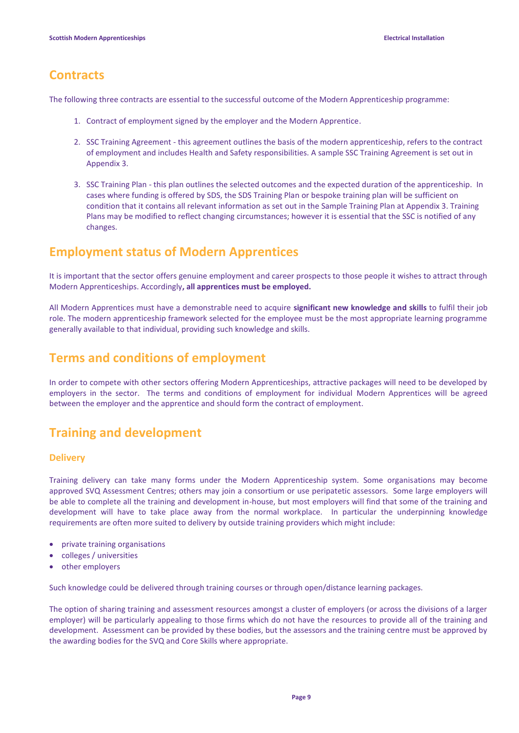## Contracts

The following three contracts are essential to the successful outcome of the Modern Apprenticeship programme:

1. Contract of employment signed by the employer and the Modern Apprentice.

2. SSC Training Agreement - this agreement outlines the basis of the modern apprenticeship, refers to the contract of employment and includes Health and Safety responsibilities. A sample SSC Training Agreement is set out in Appendix 3.

3. SSC Training Plan - this plan outlines the selected outcomes and the expected duration of the apprenticeship. In cases where funding is offered by SDS, the SDS Training Plan or bespoke training plan will be sufficient on condition that it contains all relevant information as set out in the Sample Training Plan at Appendix 3. Training Plans may be modified to reflect changing circumstances; however it is essential that the SSC is notified of any changes.

## Employment status of Modern Apprentices

It is important that the sector offers genuine employment and career prospects to those people it wishes to attract through Modern Apprenticeships. Accordingly**, all apprentices must be employed.**

All Modern Apprentices must have a demonstrable need to acquire **significant new knowledge and skills** to fulfil their job role. The modern apprenticeship framework selected for the employee must be the most appropriate learning programme generally available to that individual, providing such knowledge and skills.

## Terms and conditions of employment

In order to compete with other sectors offering Modern Apprenticeships, attractive packages will need to be developed by employers in the sector. The terms and conditions of employment for individual Modern Apprentices will be agreed between the employer and the apprentice and should form the contract of employment.

## Training and development

### Delivery

Training delivery can take many forms under the Modern Apprenticeship system. Some organisations may become approved SVQ Assessment Centres; others may join a consortium or use peripatetic assessors. Some large employers will be able to complete all the training and development in-house, but most employers will find that some of the training and development will have to take place away from the normal workplace. In particular the underpinning knowledge requirements are often more suited to delivery by outside training providers which might include:

- private training organisations
- colleges / universities
- other employers

Such knowledge could be delivered through training courses or through open/distance learning packages.

The option of sharing training and assessment resources amongst a cluster of employers (or across the divisions of a larger employer) will be particularly appealing to those firms which do not have the resources to provide all of the training and development. Assessment can be provided by these bodies, but the assessors and the training centre must be approved by the awarding bodies for the SVQ and Core Skills where appropriate.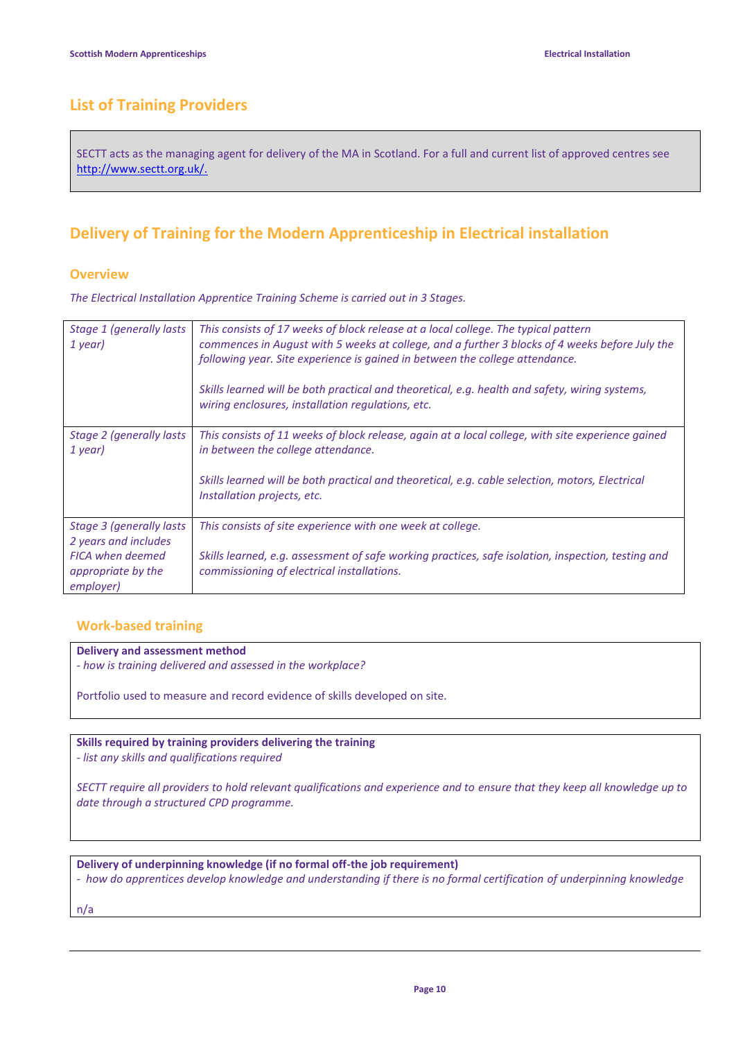## List of Training Providers

SECTT acts as the managing agent for delivery of the MA in Scotland. For a full and current list of approved centres see http://www.sectt.org.uk/.

## Delivery of Training for the Modern Apprenticeship in Electrical installation

### Overview

*The Electrical Installation Apprentice Training Scheme is carried out in 3 Stages.*

| | |
|---|---|
| *Stage 1 (generally lasts 1 year)* | *This consists of 17 weeks of block release at a local college. The typical pattern commences in August with 5 weeks at college, and a further 3 blocks of 4 weeks before July the following year. Site experience is gained in between the college attendance.*<br><br>*Skills learned will be both practical and theoretical, e.g. health and safety, wiring systems, wiring enclosures, installation regulations, etc.* |
| *Stage 2 (generally lasts 1 year)* | *This consists of 11 weeks of block release, again at a local college, with site experience gained in between the college attendance.*<br><br>*Skills learned will be both practical and theoretical, e.g. cable selection, motors, Electrical Installation projects, etc.* |
| *Stage 3 (generally lasts 2 years and includes FICA when deemed appropriate by the employer)* | *This consists of site experience with one week at college.*<br><br>*Skills learned, e.g. assessment of safe working practices, safe isolation, inspection, testing and commissioning of electrical installations.* |

### Work-based training

**Delivery and assessment method**
*- how is training delivered and assessed in the workplace?*

Portfolio used to measure and record evidence of skills developed on site.

**Skills required by training providers delivering the training**
*- list any skills and qualifications required*

*SECTT require all providers to hold relevant qualifications and experience and to ensure that they keep all knowledge up to date through a structured CPD programme.*

**Delivery of underpinning knowledge (if no formal off-the job requirement)**
*- how do apprentices develop knowledge and understanding if there is no formal certification of underpinning knowledge*

n/a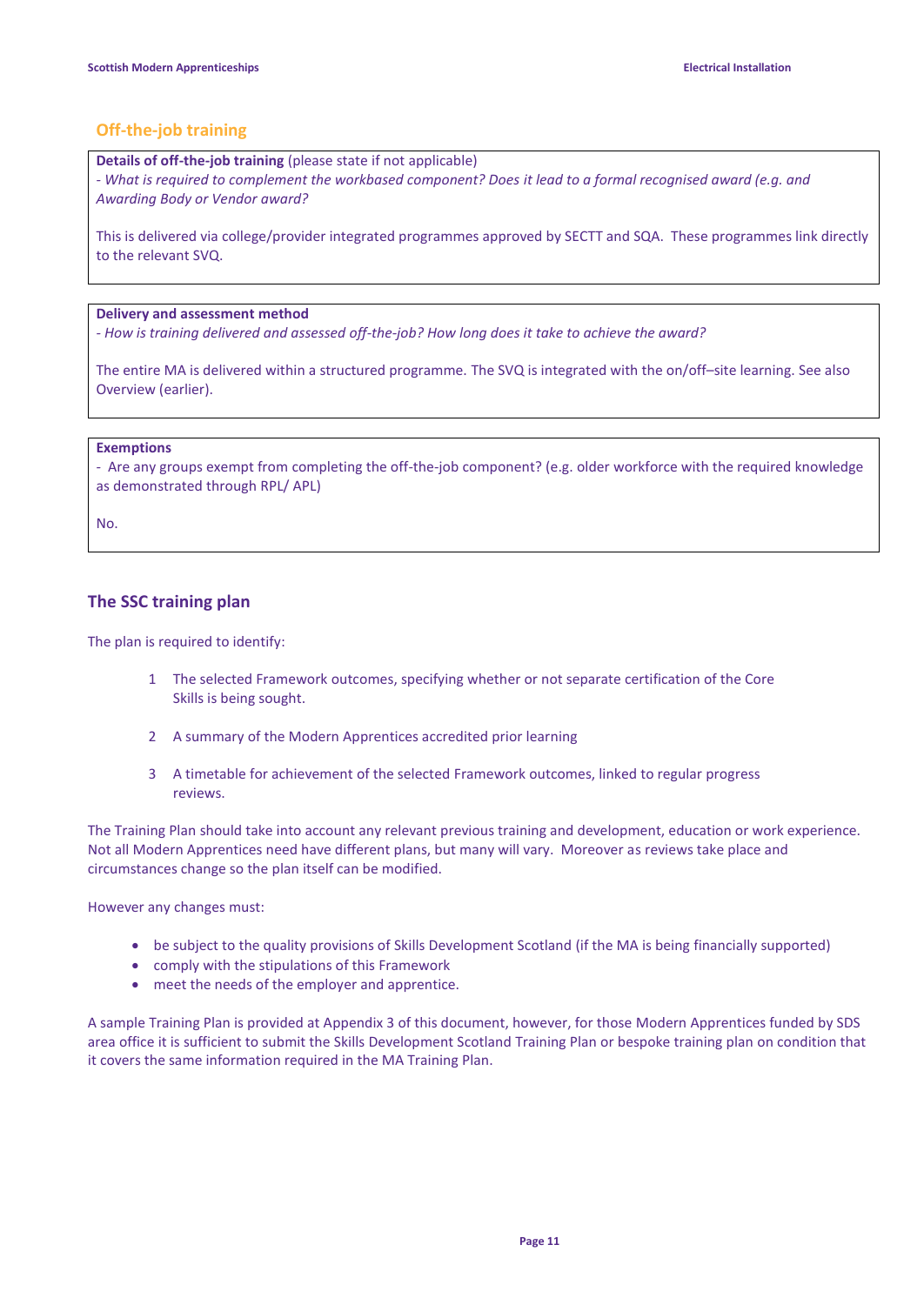## Off-the-job training

**Details of off-the-job training** (please state if not applicable)
*- What is required to complement the workbased component? Does it lead to a formal recognised award (e.g. and Awarding Body or Vendor award?*

This is delivered via college/provider integrated programmes approved by SECTT and SQA. These programmes link directly to the relevant SVQ.

**Delivery and assessment method**
*- How is training delivered and assessed off-the-job? How long does it take to achieve the award?*

The entire MA is delivered within a structured programme. The SVQ is integrated with the on/off–site learning. See also Overview (earlier).

**Exemptions**
- Are any groups exempt from completing the off-the-job component? (e.g. older workforce with the required knowledge as demonstrated through RPL/ APL)

No.

## The SSC training plan

The plan is required to identify:

1. The selected Framework outcomes, specifying whether or not separate certification of the Core Skills is being sought.
2. A summary of the Modern Apprentices accredited prior learning
3. A timetable for achievement of the selected Framework outcomes, linked to regular progress reviews.

The Training Plan should take into account any relevant previous training and development, education or work experience. Not all Modern Apprentices need have different plans, but many will vary. Moreover as reviews take place and circumstances change so the plan itself can be modified.

However any changes must:

- be subject to the quality provisions of Skills Development Scotland (if the MA is being financially supported)
- comply with the stipulations of this Framework
- meet the needs of the employer and apprentice.

A sample Training Plan is provided at Appendix 3 of this document, however, for those Modern Apprentices funded by SDS area office it is sufficient to submit the Skills Development Scotland Training Plan or bespoke training plan on condition that it covers the same information required in the MA Training Plan.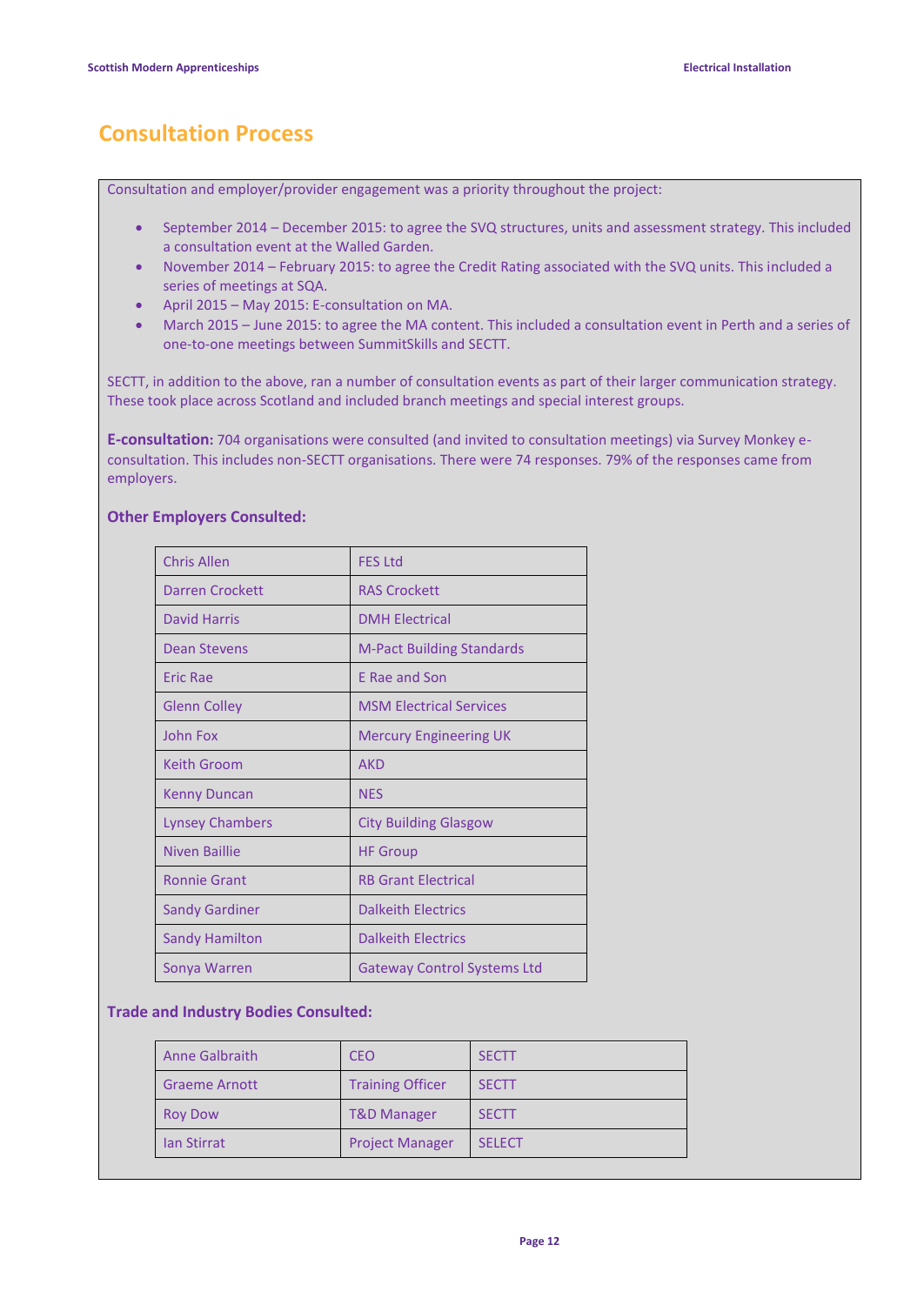## Consultation Process

Consultation and employer/provider engagement was a priority throughout the project:

- September 2014 – December 2015: to agree the SVQ structures, units and assessment strategy. This included a consultation event at the Walled Garden.
- November 2014 – February 2015: to agree the Credit Rating associated with the SVQ units. This included a series of meetings at SQA.
- April 2015 – May 2015: E-consultation on MA.
- March 2015 – June 2015: to agree the MA content. This included a consultation event in Perth and a series of one-to-one meetings between SummitSkills and SECTT.

SECTT, in addition to the above, ran a number of consultation events as part of their larger communication strategy. These took place across Scotland and included branch meetings and special interest groups.

**E-consultation:** 704 organisations were consulted (and invited to consultation meetings) via Survey Monkey e-consultation. This includes non-SECTT organisations. There were 74 responses. 79% of the responses came from employers.

### Other Employers Consulted:

| | |
|---|---|
| Chris Allen | FES Ltd |
| Darren Crockett | RAS Crockett |
| David Harris | DMH Electrical |
| Dean Stevens | M-Pact Building Standards |
| Eric Rae | E Rae and Son |
| Glenn Colley | MSM Electrical Services |
| John Fox | Mercury Engineering UK |
| Keith Groom | AKD |
| Kenny Duncan | NES |
| Lynsey Chambers | City Building Glasgow |
| Niven Baillie | HF Group |
| Ronnie Grant | RB Grant Electrical |
| Sandy Gardiner | Dalkeith Electrics |
| Sandy Hamilton | Dalkeith Electrics |
| Sonya Warren | Gateway Control Systems Ltd |

### Trade and Industry Bodies Consulted:

| | | |
|---|---|---|
| Anne Galbraith | CEO | SECTT |
| Graeme Arnott | Training Officer | SECTT |
| Roy Dow | T&D Manager | SECTT |
| Ian Stirrat | Project Manager | SELECT |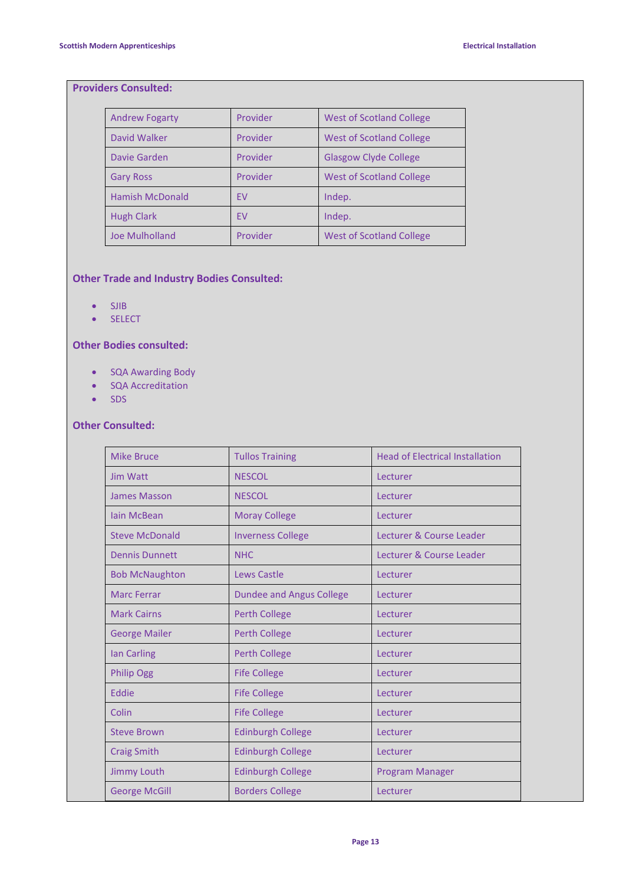## Providers Consulted:

| | | |
|---|---|---|
| Andrew Fogarty | Provider | West of Scotland College |
| David Walker | Provider | West of Scotland College |
| Davie Garden | Provider | Glasgow Clyde College |
| Gary Ross | Provider | West of Scotland College |
| Hamish McDonald | EV | Indep. |
| Hugh Clark | EV | Indep. |
| Joe Mulholland | Provider | West of Scotland College |

## Other Trade and Industry Bodies Consulted:

- SJIB
- SELECT

## Other Bodies consulted:

- SQA Awarding Body
- SQA Accreditation
- SDS

## Other Consulted:

| | | |
|---|---|---|
| Mike Bruce | Tullos Training | Head of Electrical Installation |
| Jim Watt | NESCOL | Lecturer |
| James Masson | NESCOL | Lecturer |
| Iain McBean | Moray College | Lecturer |
| Steve McDonald | Inverness College | Lecturer & Course Leader |
| Dennis Dunnett | NHC | Lecturer & Course Leader |
| Bob McNaughton | Lews Castle | Lecturer |
| Marc Ferrar | Dundee and Angus College | Lecturer |
| Mark Cairns | Perth College | Lecturer |
| George Mailer | Perth College | Lecturer |
| Ian Carling | Perth College | Lecturer |
| Philip Ogg | Fife College | Lecturer |
| Eddie | Fife College | Lecturer |
| Colin | Fife College | Lecturer |
| Steve Brown | Edinburgh College | Lecturer |
| Craig Smith | Edinburgh College | Lecturer |
| Jimmy Louth | Edinburgh College | Program Manager |
| George McGill | Borders College | Lecturer |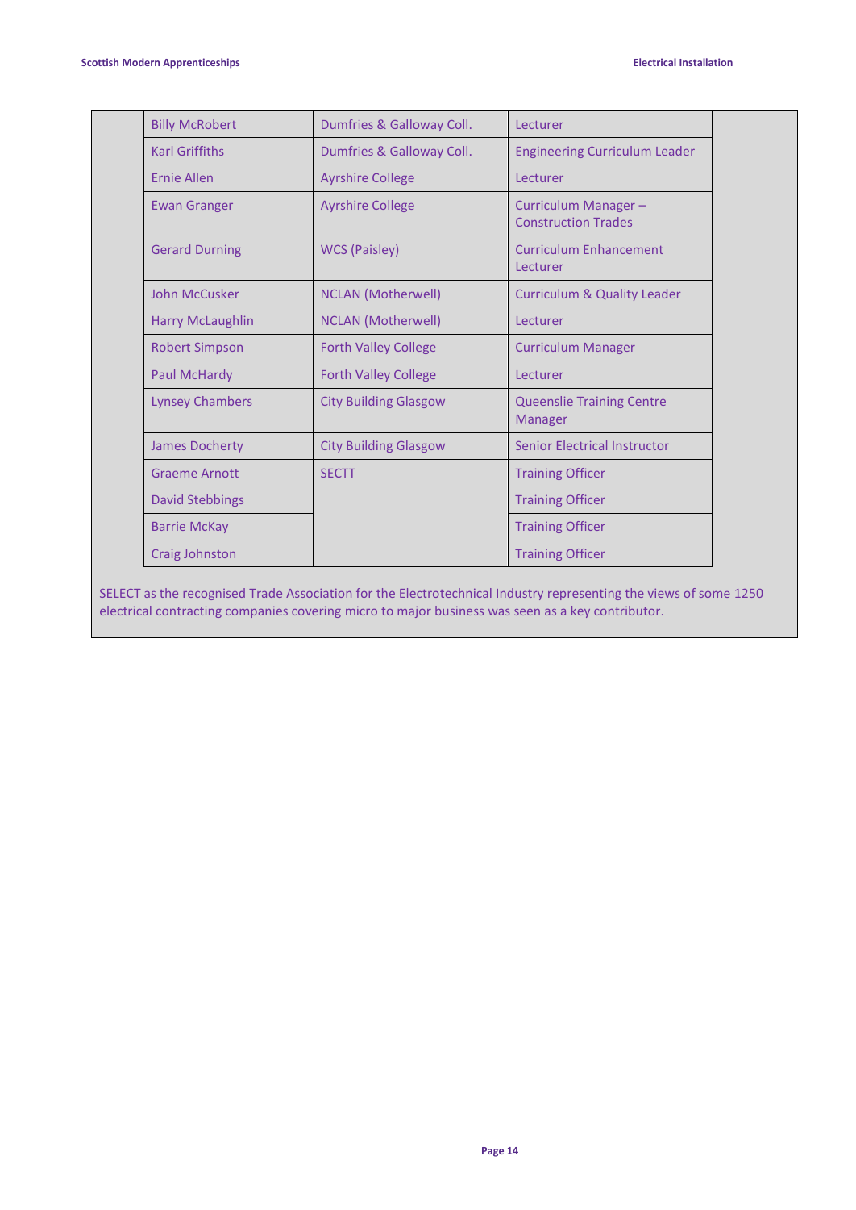| | | |
|---|---|---|
| Billy McRobert | Dumfries & Galloway Coll. | Lecturer |
| Karl Griffiths | Dumfries & Galloway Coll. | Engineering Curriculum Leader |
| Ernie Allen | Ayrshire College | Lecturer |
| Ewan Granger | Ayrshire College | Curriculum Manager – Construction Trades |
| Gerard Durning | WCS (Paisley) | Curriculum Enhancement Lecturer |
| John McCusker | NCLAN (Motherwell) | Curriculum & Quality Leader |
| Harry McLaughlin | NCLAN (Motherwell) | Lecturer |
| Robert Simpson | Forth Valley College | Curriculum Manager |
| Paul McHardy | Forth Valley College | Lecturer |
| Lynsey Chambers | City Building Glasgow | Queenslie Training Centre Manager |
| James Docherty | City Building Glasgow | Senior Electrical Instructor |
| Graeme Arnott | SECTT | Training Officer |
| David Stebbings | | Training Officer |
| Barrie McKay | | Training Officer |
| Craig Johnston | | Training Officer |

SELECT as the recognised Trade Association for the Electrotechnical Industry representing the views of some 1250 electrical contracting companies covering micro to major business was seen as a key contributor.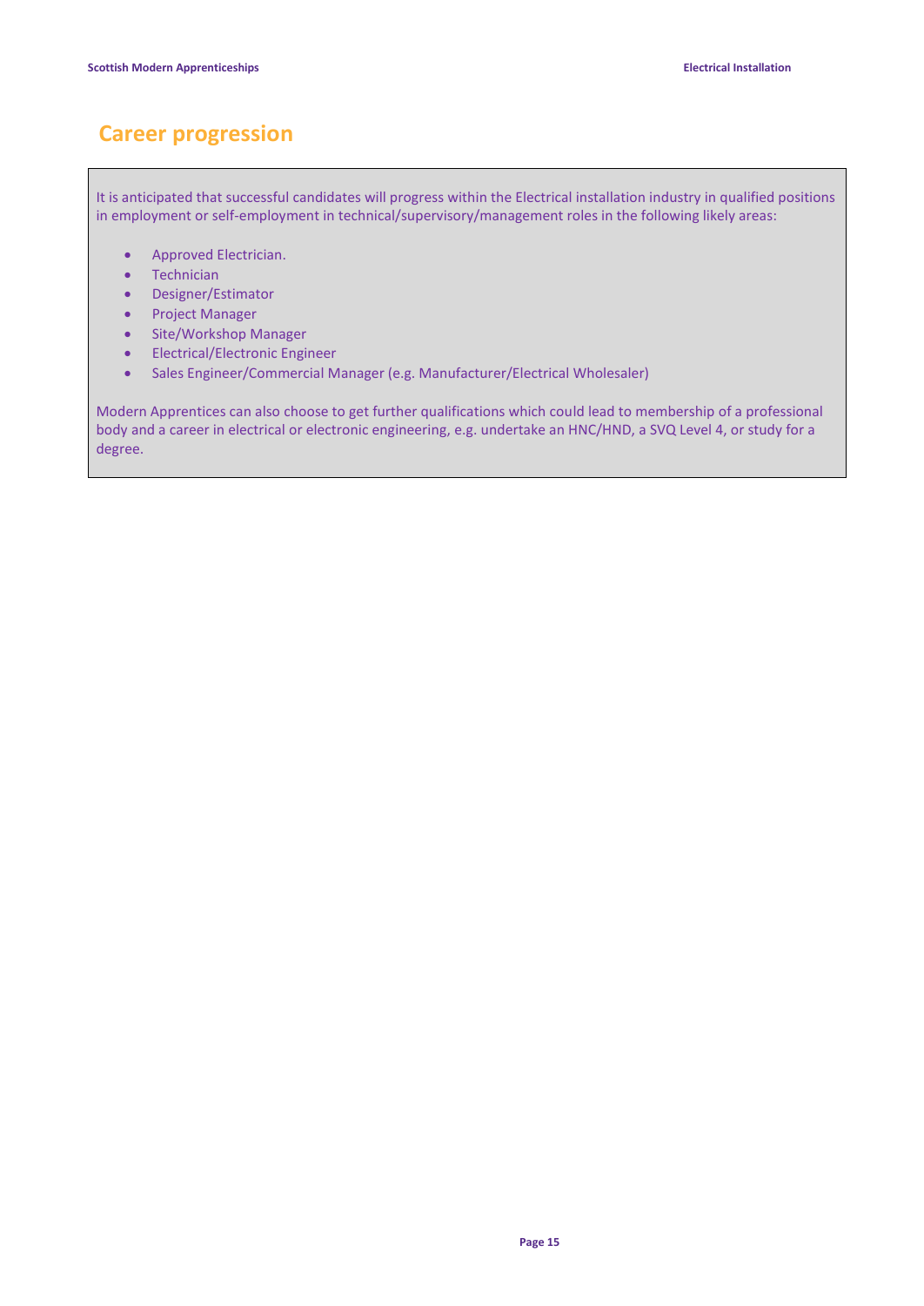## Career progression

It is anticipated that successful candidates will progress within the Electrical installation industry in qualified positions in employment or self-employment in technical/supervisory/management roles in the following likely areas:

- Approved Electrician.
- Technician
- Designer/Estimator
- Project Manager
- Site/Workshop Manager
- Electrical/Electronic Engineer
- Sales Engineer/Commercial Manager (e.g. Manufacturer/Electrical Wholesaler)

Modern Apprentices can also choose to get further qualifications which could lead to membership of a professional body and a career in electrical or electronic engineering, e.g. undertake an HNC/HND, a SVQ Level 4, or study for a degree.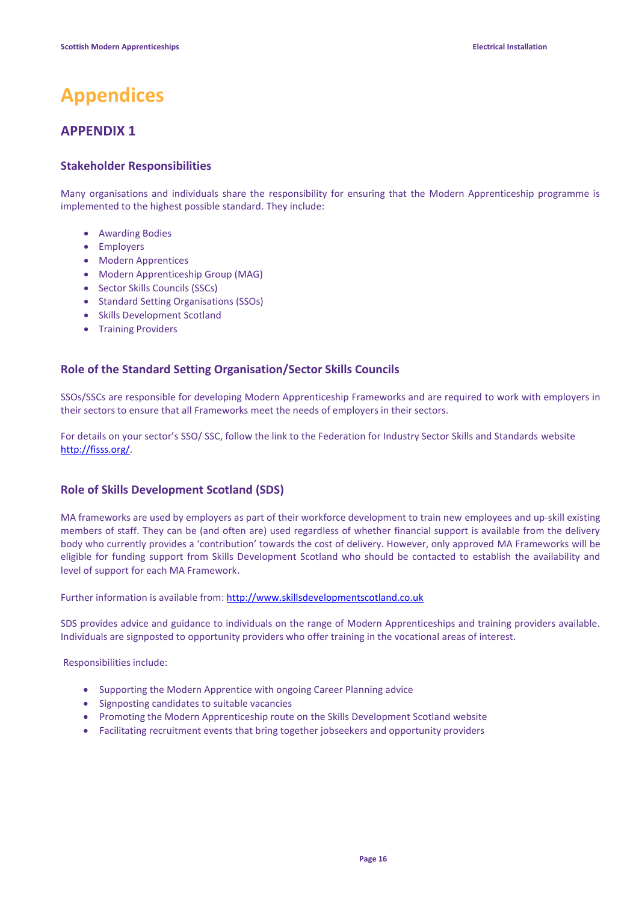# Appendices

## APPENDIX 1

### Stakeholder Responsibilities

Many organisations and individuals share the responsibility for ensuring that the Modern Apprenticeship programme is implemented to the highest possible standard. They include:

- Awarding Bodies
- Employers
- Modern Apprentices
- Modern Apprenticeship Group (MAG)
- Sector Skills Councils (SSCs)
- Standard Setting Organisations (SSOs)
- Skills Development Scotland
- Training Providers

### Role of the Standard Setting Organisation/Sector Skills Councils

SSOs/SSCs are responsible for developing Modern Apprenticeship Frameworks and are required to work with employers in their sectors to ensure that all Frameworks meet the needs of employers in their sectors.

For details on your sector's SSO/ SSC, follow the link to the Federation for Industry Sector Skills and Standards website http://fisss.org/.

### Role of Skills Development Scotland (SDS)

MA frameworks are used by employers as part of their workforce development to train new employees and up-skill existing members of staff. They can be (and often are) used regardless of whether financial support is available from the delivery body who currently provides a 'contribution' towards the cost of delivery. However, only approved MA Frameworks will be eligible for funding support from Skills Development Scotland who should be contacted to establish the availability and level of support for each MA Framework.

Further information is available from: http://www.skillsdevelopmentscotland.co.uk

SDS provides advice and guidance to individuals on the range of Modern Apprenticeships and training providers available. Individuals are signposted to opportunity providers who offer training in the vocational areas of interest.

Responsibilities include:

- Supporting the Modern Apprentice with ongoing Career Planning advice
- Signposting candidates to suitable vacancies
- Promoting the Modern Apprenticeship route on the Skills Development Scotland website
- Facilitating recruitment events that bring together jobseekers and opportunity providers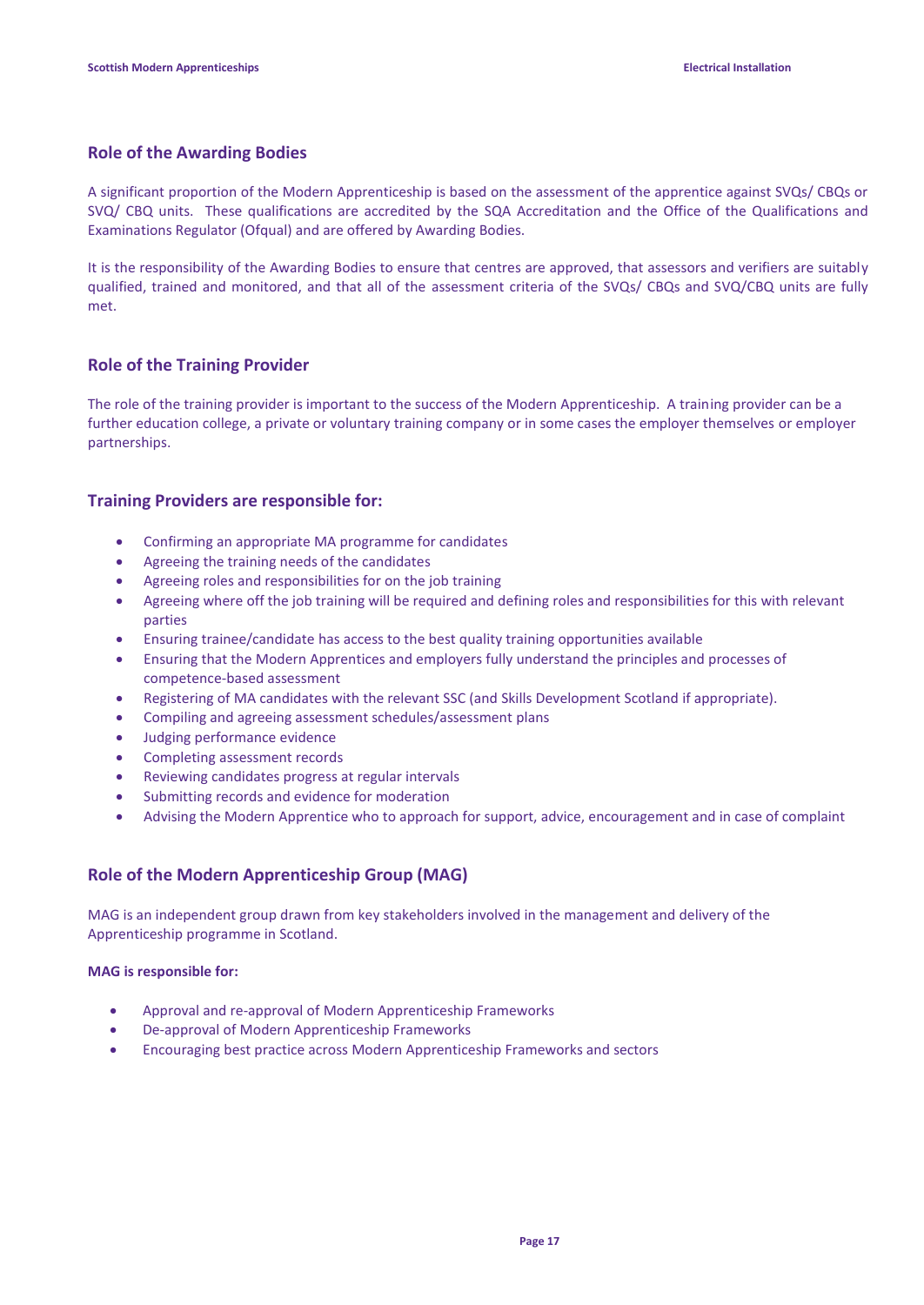## Role of the Awarding Bodies

A significant proportion of the Modern Apprenticeship is based on the assessment of the apprentice against SVQs/ CBQs or SVQ/ CBQ units. These qualifications are accredited by the SQA Accreditation and the Office of the Qualifications and Examinations Regulator (Ofqual) and are offered by Awarding Bodies.

It is the responsibility of the Awarding Bodies to ensure that centres are approved, that assessors and verifiers are suitably qualified, trained and monitored, and that all of the assessment criteria of the SVQs/ CBQs and SVQ/CBQ units are fully met.

## Role of the Training Provider

The role of the training provider is important to the success of the Modern Apprenticeship. A training provider can be a further education college, a private or voluntary training company or in some cases the employer themselves or employer partnerships.

## Training Providers are responsible for:

- Confirming an appropriate MA programme for candidates
- Agreeing the training needs of the candidates
- Agreeing roles and responsibilities for on the job training
- Agreeing where off the job training will be required and defining roles and responsibilities for this with relevant parties
- Ensuring trainee/candidate has access to the best quality training opportunities available
- Ensuring that the Modern Apprentices and employers fully understand the principles and processes of competence-based assessment
- Registering of MA candidates with the relevant SSC (and Skills Development Scotland if appropriate).
- Compiling and agreeing assessment schedules/assessment plans
- Judging performance evidence
- Completing assessment records
- Reviewing candidates progress at regular intervals
- Submitting records and evidence for moderation
- Advising the Modern Apprentice who to approach for support, advice, encouragement and in case of complaint

## Role of the Modern Apprenticeship Group (MAG)

MAG is an independent group drawn from key stakeholders involved in the management and delivery of the Apprenticeship programme in Scotland.

**MAG is responsible for:**

- Approval and re-approval of Modern Apprenticeship Frameworks
- De-approval of Modern Apprenticeship Frameworks
- Encouraging best practice across Modern Apprenticeship Frameworks and sectors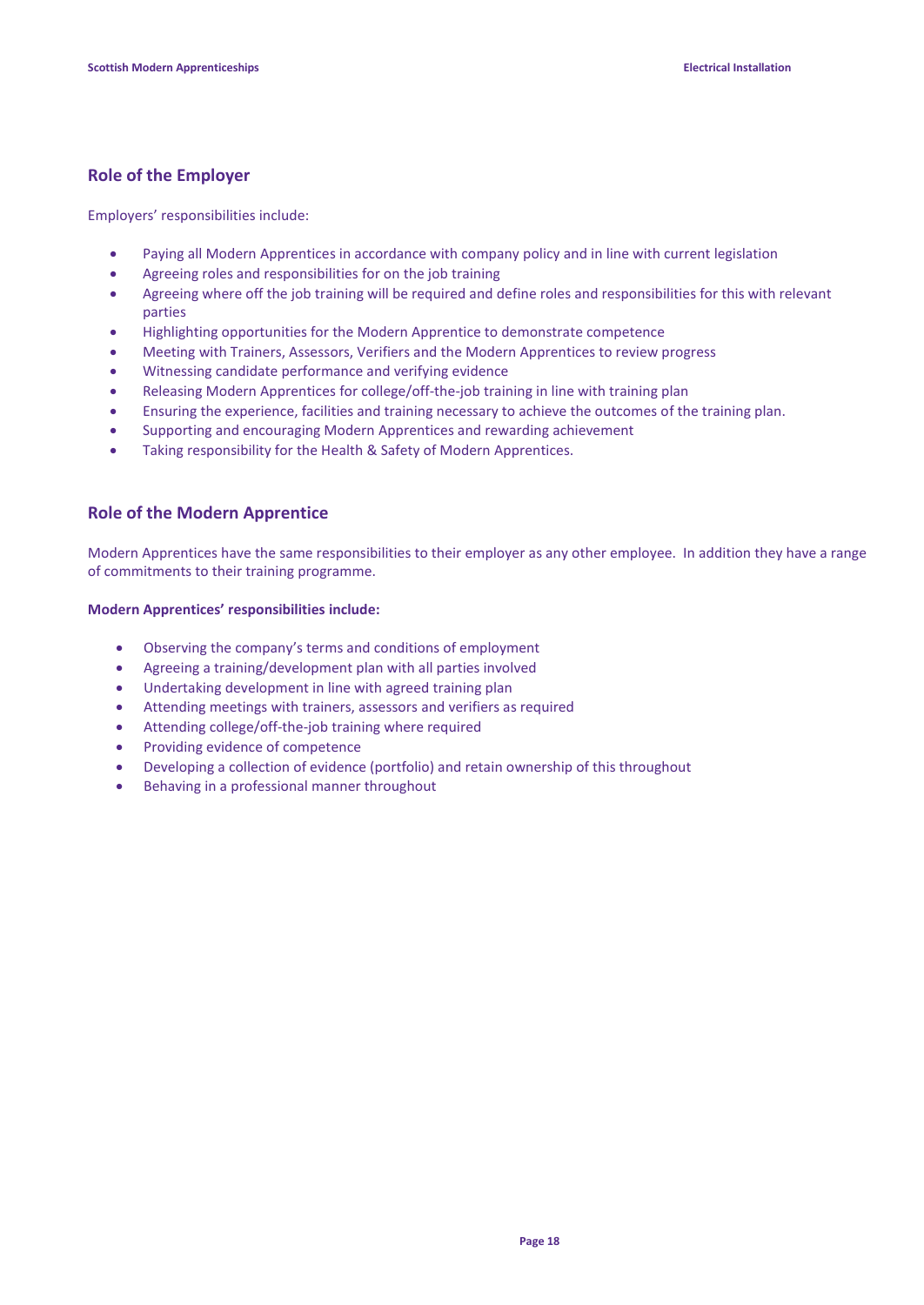## Role of the Employer

Employers' responsibilities include:

- Paying all Modern Apprentices in accordance with company policy and in line with current legislation
- Agreeing roles and responsibilities for on the job training
- Agreeing where off the job training will be required and define roles and responsibilities for this with relevant parties
- Highlighting opportunities for the Modern Apprentice to demonstrate competence
- Meeting with Trainers, Assessors, Verifiers and the Modern Apprentices to review progress
- Witnessing candidate performance and verifying evidence
- Releasing Modern Apprentices for college/off-the-job training in line with training plan
- Ensuring the experience, facilities and training necessary to achieve the outcomes of the training plan.
- Supporting and encouraging Modern Apprentices and rewarding achievement
- Taking responsibility for the Health & Safety of Modern Apprentices.

## Role of the Modern Apprentice

Modern Apprentices have the same responsibilities to their employer as any other employee. In addition they have a range of commitments to their training programme.

**Modern Apprentices' responsibilities include:**

- Observing the company's terms and conditions of employment
- Agreeing a training/development plan with all parties involved
- Undertaking development in line with agreed training plan
- Attending meetings with trainers, assessors and verifiers as required
- Attending college/off-the-job training where required
- Providing evidence of competence
- Developing a collection of evidence (portfolio) and retain ownership of this throughout
- Behaving in a professional manner throughout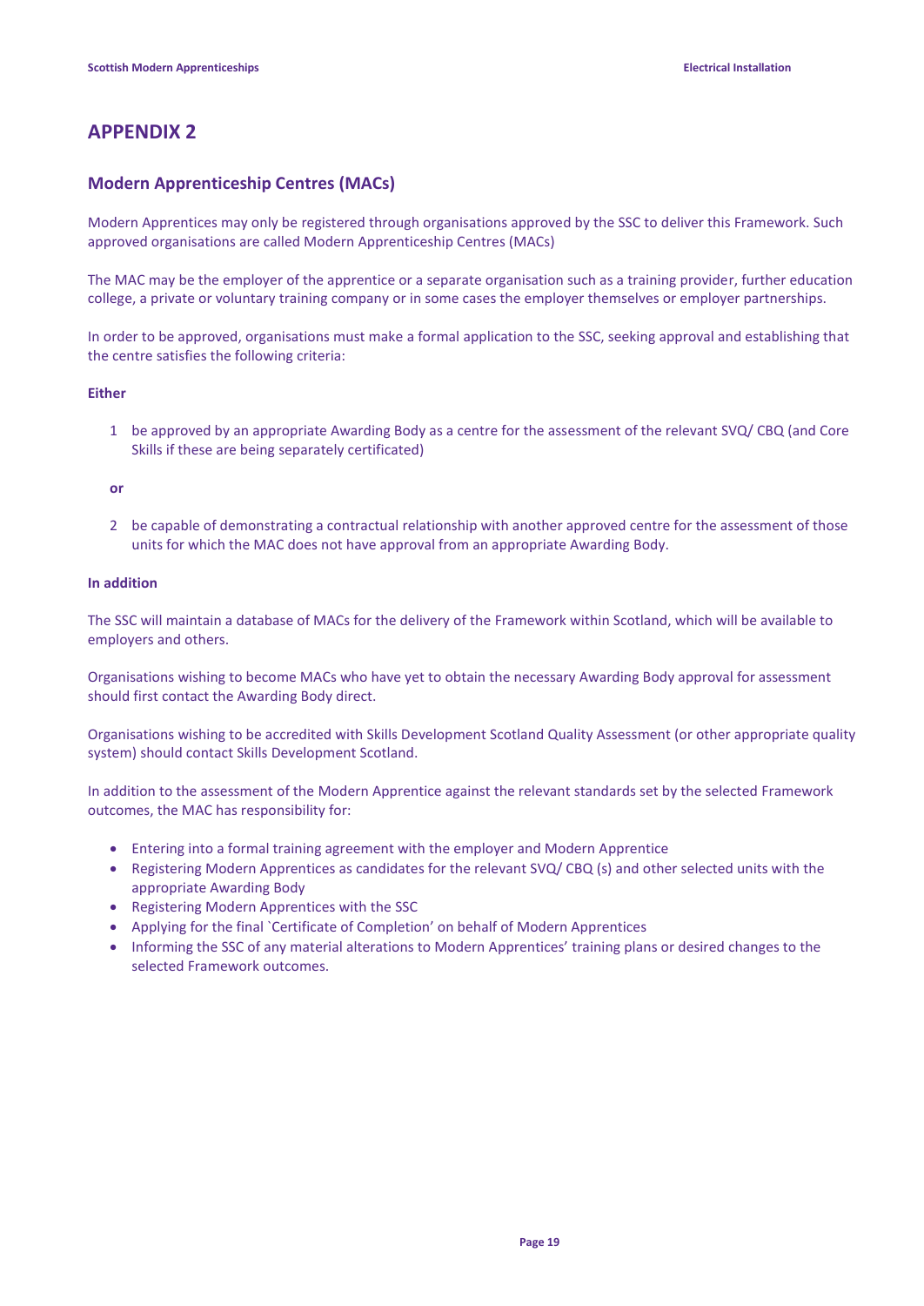# APPENDIX 2

## Modern Apprenticeship Centres (MACs)

Modern Apprentices may only be registered through organisations approved by the SSC to deliver this Framework. Such approved organisations are called Modern Apprenticeship Centres (MACs)

The MAC may be the employer of the apprentice or a separate organisation such as a training provider, further education college, a private or voluntary training company or in some cases the employer themselves or employer partnerships.

In order to be approved, organisations must make a formal application to the SSC, seeking approval and establishing that the centre satisfies the following criteria:

**Either**

1. be approved by an appropriate Awarding Body as a centre for the assessment of the relevant SVQ/ CBQ (and Core Skills if these are being separately certificated)

**or**

2. be capable of demonstrating a contractual relationship with another approved centre for the assessment of those units for which the MAC does not have approval from an appropriate Awarding Body.

**In addition**

The SSC will maintain a database of MACs for the delivery of the Framework within Scotland, which will be available to employers and others.

Organisations wishing to become MACs who have yet to obtain the necessary Awarding Body approval for assessment should first contact the Awarding Body direct.

Organisations wishing to be accredited with Skills Development Scotland Quality Assessment (or other appropriate quality system) should contact Skills Development Scotland.

In addition to the assessment of the Modern Apprentice against the relevant standards set by the selected Framework outcomes, the MAC has responsibility for:

- Entering into a formal training agreement with the employer and Modern Apprentice
- Registering Modern Apprentices as candidates for the relevant SVQ/ CBQ (s) and other selected units with the appropriate Awarding Body
- Registering Modern Apprentices with the SSC
- Applying for the final `Certificate of Completion' on behalf of Modern Apprentices
- Informing the SSC of any material alterations to Modern Apprentices' training plans or desired changes to the selected Framework outcomes.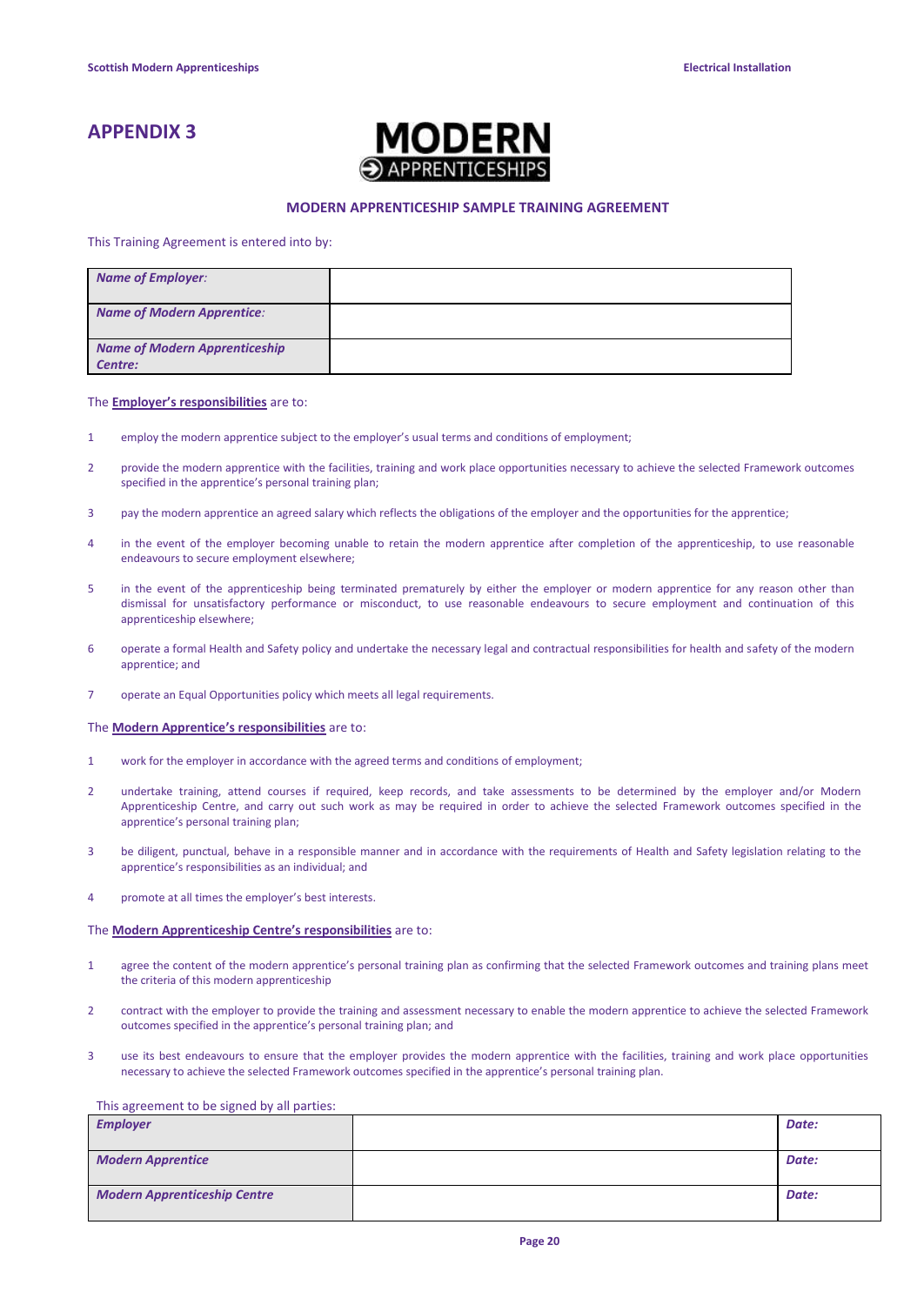# APPENDIX 3

MODERN APPRENTICESHIPS

## MODERN APPRENTICESHIP SAMPLE TRAINING AGREEMENT

This Training Agreement is entered into by:

| | |
|---|---|
| ***Name of Employer:*** | |
| ***Name of Modern Apprentice:*** | |
| ***Name of Modern Apprenticeship Centre:*** | |

The **Employer's responsibilities** are to:

1. employ the modern apprentice subject to the employer's usual terms and conditions of employment;
2. provide the modern apprentice with the facilities, training and work place opportunities necessary to achieve the selected Framework outcomes specified in the apprentice's personal training plan;
3. pay the modern apprentice an agreed salary which reflects the obligations of the employer and the opportunities for the apprentice;
4. in the event of the employer becoming unable to retain the modern apprentice after completion of the apprenticeship, to use reasonable endeavours to secure employment elsewhere;
5. in the event of the apprenticeship being terminated prematurely by either the employer or modern apprentice for any reason other than dismissal for unsatisfactory performance or misconduct, to use reasonable endeavours to secure employment and continuation of this apprenticeship elsewhere;
6. operate a formal Health and Safety policy and undertake the necessary legal and contractual responsibilities for health and safety of the modern apprentice; and
7. operate an Equal Opportunities policy which meets all legal requirements.

The **Modern Apprentice's responsibilities** are to:

1. work for the employer in accordance with the agreed terms and conditions of employment;
2. undertake training, attend courses if required, keep records, and take assessments to be determined by the employer and/or Modern Apprenticeship Centre, and carry out such work as may be required in order to achieve the selected Framework outcomes specified in the apprentice's personal training plan;
3. be diligent, punctual, behave in a responsible manner and in accordance with the requirements of Health and Safety legislation relating to the apprentice's responsibilities as an individual; and
4. promote at all times the employer's best interests.

The **Modern Apprenticeship Centre's responsibilities** are to:

1. agree the content of the modern apprentice's personal training plan as confirming that the selected Framework outcomes and training plans meet the criteria of this modern apprenticeship
2. contract with the employer to provide the training and assessment necessary to enable the modern apprentice to achieve the selected Framework outcomes specified in the apprentice's personal training plan; and
3. use its best endeavours to ensure that the employer provides the modern apprentice with the facilities, training and work place opportunities necessary to achieve the selected Framework outcomes specified in the apprentice's personal training plan.

This agreement to be signed by all parties:

| | | |
|---|---|---|
| ***Employer*** | | ***Date:*** |
| ***Modern Apprentice*** | | ***Date:*** |
| ***Modern Apprenticeship Centre*** | | ***Date:*** |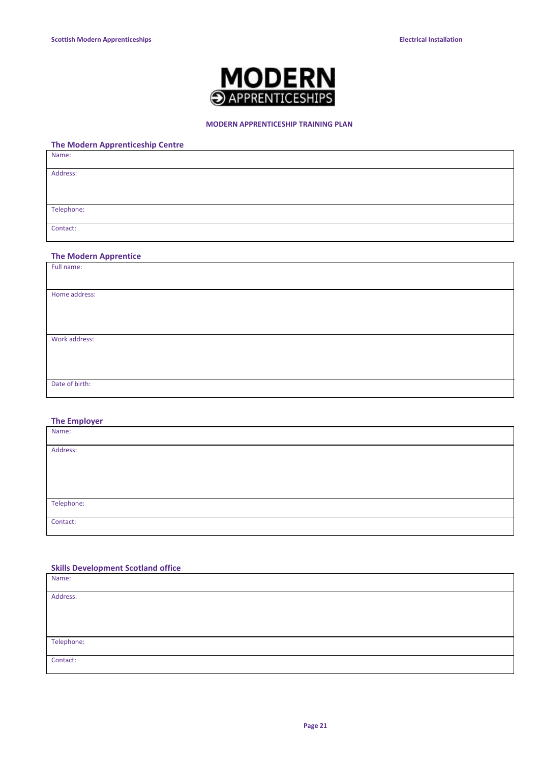MODERN
APPRENTICESHIPS

**MODERN APPRENTICESHIP TRAINING PLAN**

## The Modern Apprenticeship Centre

| Name: |
|---|
| Address: |
| Telephone: |
| Contact: |

## The Modern Apprentice

| Full name: |
|---|
| Home address: |
| Work address: |
| Date of birth: |

## The Employer

| Name: |
|---|
| Address: |
| Telephone: |
| Contact: |

## Skills Development Scotland office

| Name: |
|---|
| Address: |
| Telephone: |
| Contact: |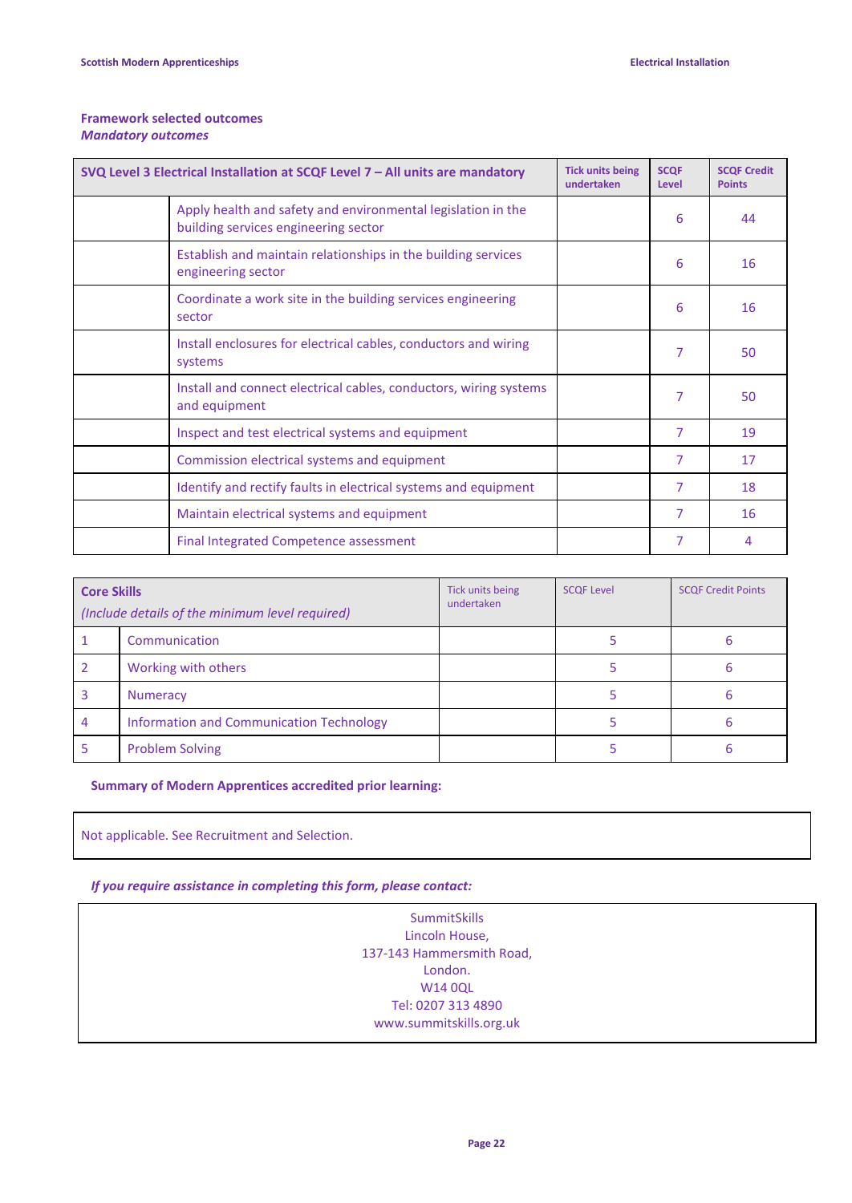**Framework selected outcomes**
***Mandatory outcomes***

| SVQ Level 3 Electrical Installation at SCQF Level 7 – All units are mandatory | | Tick units being undertaken | SCQF Level | SCQF Credit Points |
|---|---|---|---|---|
| | Apply health and safety and environmental legislation in the building services engineering sector | | 6 | 44 |
| | Establish and maintain relationships in the building services engineering sector | | 6 | 16 |
| | Coordinate a work site in the building services engineering sector | | 6 | 16 |
| | Install enclosures for electrical cables, conductors and wiring systems | | 7 | 50 |
| | Install and connect electrical cables, conductors, wiring systems and equipment | | 7 | 50 |
| | Inspect and test electrical systems and equipment | | 7 | 19 |
| | Commission electrical systems and equipment | | 7 | 17 |
| | Identify and rectify faults in electrical systems and equipment | | 7 | 18 |
| | Maintain electrical systems and equipment | | 7 | 16 |
| | Final Integrated Competence assessment | | 7 | 4 |

| **Core Skills** *(Include details of the minimum level required)* | | Tick units being undertaken | SCQF Level | SCQF Credit Points |
|---|---|---|---|---|
| 1 | Communication | | 5 | 6 |
| 2 | Working with others | | 5 | 6 |
| 3 | Numeracy | | 5 | 6 |
| 4 | Information and Communication Technology | | 5 | 6 |
| 5 | Problem Solving | | 5 | 6 |

**Summary of Modern Apprentices accredited prior learning:**

Not applicable. See Recruitment and Selection.

***If you require assistance in completing this form, please contact:***

SummitSkills
Lincoln House,
137-143 Hammersmith Road,
London.
W14 0QL
Tel: 0207 313 4890
www.summitskills.org.uk